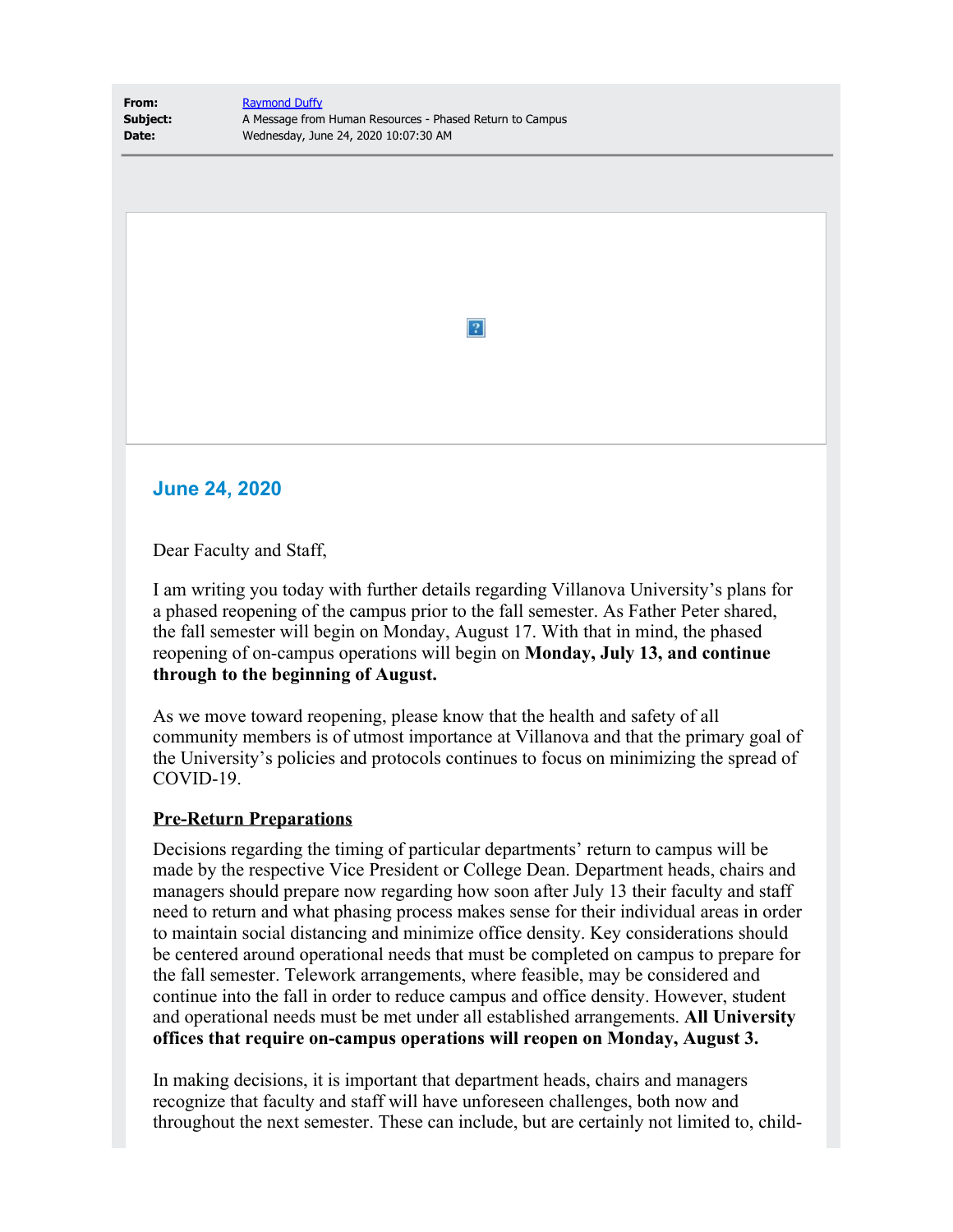**From:** Raymond Duffy
**Subject:** A Message from Human Resources - Phased Return to Campus
**Date:** Wednesday, June 24, 2020 10:07:30 AM

## June 24, 2020

Dear Faculty and Staff,

I am writing you today with further details regarding Villanova University's plans for a phased reopening of the campus prior to the fall semester. As Father Peter shared, the fall semester will begin on Monday, August 17. With that in mind, the phased reopening of on-campus operations will begin on **Monday, July 13, and continue through to the beginning of August.**

As we move toward reopening, please know that the health and safety of all community members is of utmost importance at Villanova and that the primary goal of the University's policies and protocols continues to focus on minimizing the spread of COVID-19.

### Pre-Return Preparations

Decisions regarding the timing of particular departments' return to campus will be made by the respective Vice President or College Dean. Department heads, chairs and managers should prepare now regarding how soon after July 13 their faculty and staff need to return and what phasing process makes sense for their individual areas in order to maintain social distancing and minimize office density. Key considerations should be centered around operational needs that must be completed on campus to prepare for the fall semester. Telework arrangements, where feasible, may be considered and continue into the fall in order to reduce campus and office density. However, student and operational needs must be met under all established arrangements. **All University offices that require on-campus operations will reopen on Monday, August 3.**

In making decisions, it is important that department heads, chairs and managers recognize that faculty and staff will have unforeseen challenges, both now and throughout the next semester. These can include, but are certainly not limited to, child-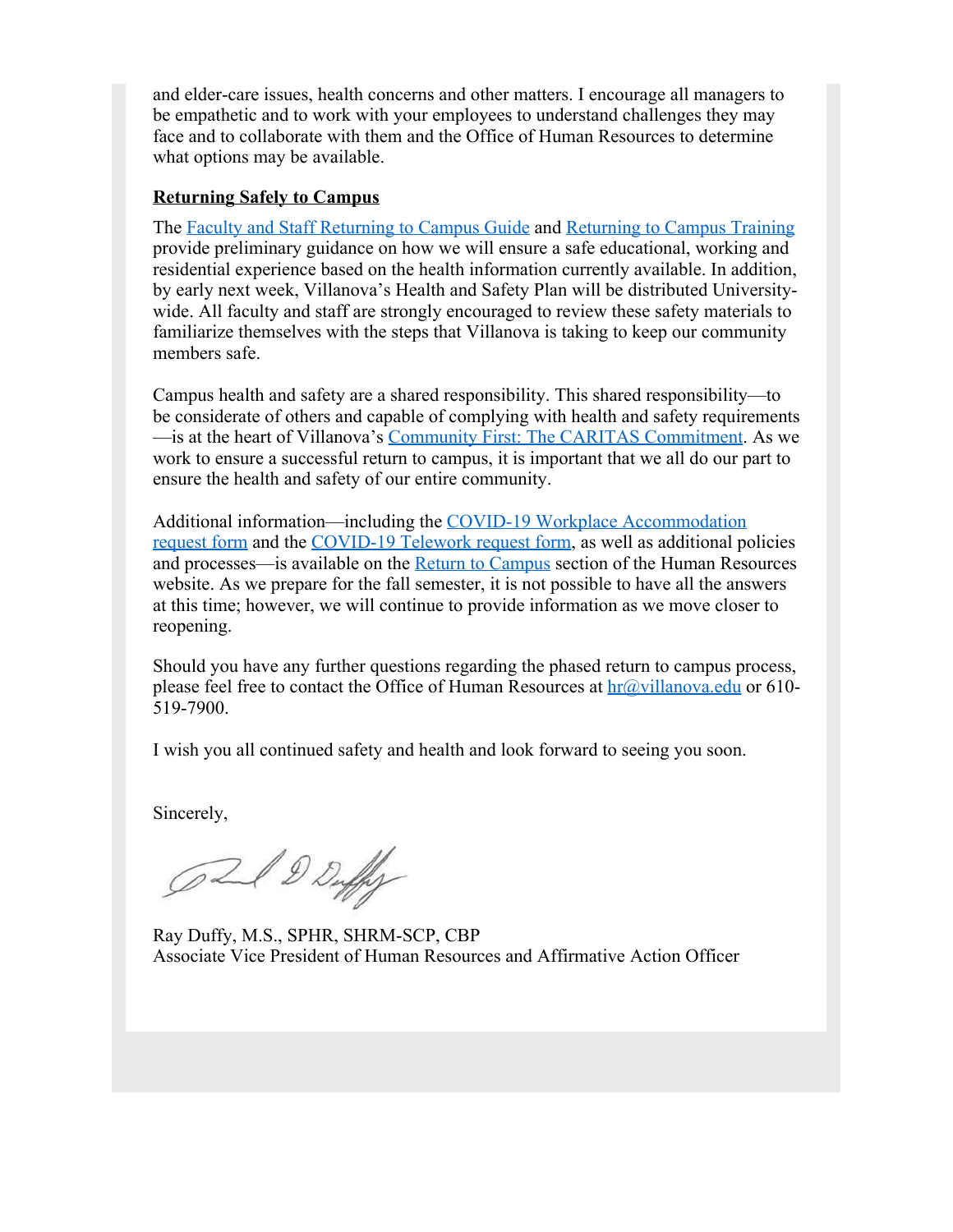and elder-care issues, health concerns and other matters. I encourage all managers to be empathetic and to work with your employees to understand challenges they may face and to collaborate with them and the Office of Human Resources to determine what options may be available.

**Returning Safely to Campus**

The Faculty and Staff Returning to Campus Guide and Returning to Campus Training provide preliminary guidance on how we will ensure a safe educational, working and residential experience based on the health information currently available. In addition, by early next week, Villanova's Health and Safety Plan will be distributed University-wide. All faculty and staff are strongly encouraged to review these safety materials to familiarize themselves with the steps that Villanova is taking to keep our community members safe.

Campus health and safety are a shared responsibility. This shared responsibility—to be considerate of others and capable of complying with health and safety requirements—is at the heart of Villanova's Community First: The CARITAS Commitment. As we work to ensure a successful return to campus, it is important that we all do our part to ensure the health and safety of our entire community.

Additional information—including the COVID-19 Workplace Accommodation request form and the COVID-19 Telework request form, as well as additional policies and processes—is available on the Return to Campus section of the Human Resources website. As we prepare for the fall semester, it is not possible to have all the answers at this time; however, we will continue to provide information as we move closer to reopening.

Should you have any further questions regarding the phased return to campus process, please feel free to contact the Office of Human Resources at hr@villanova.edu or 610-519-7900.

I wish you all continued safety and health and look forward to seeing you soon.

Sincerely,

Ray Duffy, M.S., SPHR, SHRM-SCP, CBP
Associate Vice President of Human Resources and Affirmative Action Officer